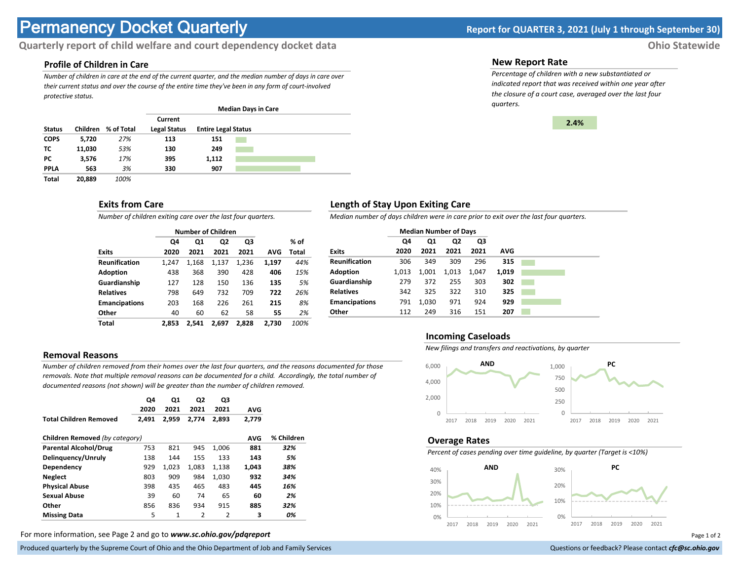# Permanency Docket Quarterly

**Report for QUARTER 3, 2021 (July 1 through September 30)**

**Quarterly report of child welfare and court dependency docket data**

**Ohio Statewide**

## Profile of Children in Care

*Number of children in care at the end of the current quarter, and the median number of days in care over their current status and over the course of the entire time they've been in any form of court-involved protective status.*

| | | | Median Days in Care | |
|---|---|---|---|---|
| **Status** | **Children** | **% of Total** | **Current Legal Status** | **Entire Legal Status** |
| **COPS** | **5,720** | *27%* | **113** | **151** |
| **TC** | **11,030** | *53%* | **130** | **249** |
| **PC** | **3,576** | *17%* | **395** | **1,112** |
| **PPLA** | **563** | *3%* | **330** | **907** |
| **Total** | **20,889** | *100%* | | |

## New Report Rate

*Percentage of children with a new substantiated or indicated report that was received within one year after the closure of a court case, averaged over the last four quarters.*

**2.4%**

## Exits from Care

*Number of children exiting care over the last four quarters.*

| | Number of Children | | | | | |
|---|---|---|---|---|---|---|
| **Exits** | **Q4 2020** | **Q1 2021** | **Q2 2021** | **Q3 2021** | **AVG** | **% of Total** |
| **Reunification** | 1,247 | 1,168 | 1,137 | 1,236 | **1,197** | *44%* |
| **Adoption** | 438 | 368 | 390 | 428 | **406** | *15%* |
| **Guardianship** | 127 | 128 | 150 | 136 | **135** | *5%* |
| **Relatives** | 798 | 649 | 732 | 709 | **722** | *26%* |
| **Emancipations** | 203 | 168 | 226 | 261 | **215** | *8%* |
| **Other** | 40 | 60 | 62 | 58 | **55** | *2%* |
| **Total** | **2,853** | **2,541** | **2,697** | **2,828** | **2,730** | *100%* |

## Length of Stay Upon Exiting Care

*Median number of days children were in care prior to exit over the last four quarters.*

| | Median Number of Days | | | | |
|---|---|---|---|---|---|
| **Exits** | **Q4 2020** | **Q1 2021** | **Q2 2021** | **Q3 2021** | **AVG** |
| **Reunification** | 306 | 349 | 309 | 296 | **315** |
| **Adoption** | 1,013 | 1,001 | 1,013 | 1,047 | **1,019** |
| **Guardianship** | 279 | 372 | 255 | 303 | **302** |
| **Relatives** | 342 | 325 | 322 | 310 | **325** |
| **Emancipations** | 791 | 1,030 | 971 | 924 | **929** |
| **Other** | 112 | 249 | 316 | 151 | **207** |

## Removal Reasons

*Number of children removed from their homes over the last four quarters, and the reasons documented for those removals. Note that multiple removal reasons can be documented for a child. Accordingly, the total number of documented reasons (not shown) will be greater than the number of children removed.*

| | **Q4 2020** | **Q1 2021** | **Q2 2021** | **Q3 2021** | **AVG** |
|---|---|---|---|---|---|
| **Total Children Removed** | **2,491** | **2,959** | **2,774** | **2,893** | **2,779** |

| **Children Removed** *(by category)* | | | | | **AVG** | **% Children** |
|---|---|---|---|---|---|---|
| **Parental Alcohol/Drug** | 753 | 821 | 945 | 1,006 | **881** | ***32%*** |
| **Delinquency/Unruly** | 138 | 144 | 155 | 133 | **143** | ***5%*** |
| **Dependency** | 929 | 1,023 | 1,083 | 1,138 | **1,043** | ***38%*** |
| **Neglect** | 803 | 909 | 984 | 1,030 | **932** | ***34%*** |
| **Physical Abuse** | 398 | 435 | 465 | 483 | **445** | ***16%*** |
| **Sexual Abuse** | 39 | 60 | 74 | 65 | **60** | ***2%*** |
| **Other** | 856 | 836 | 934 | 915 | **885** | ***32%*** |
| **Missing Data** | 5 | 1 | 2 | 2 | **3** | ***0%*** |

## Incoming Caseloads

*New filings and transfers and reactivations, by quarter*

## Overage Rates

*Percent of cases pending over time guideline, by quarter (Target is <10%)*

For more information, see Page 2 and go to ***www.sc.ohio.gov/pdqreport***

Produced quarterly by the Supreme Court of Ohio and the Ohio Department of Job and Family Services

Questions or feedback? Please contact ***cfc@sc.ohio.gov***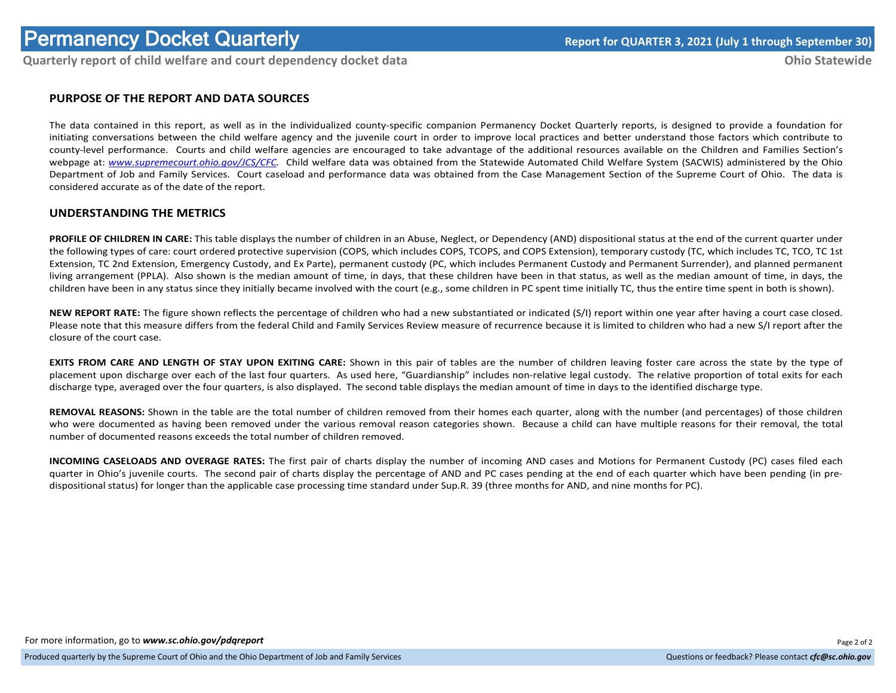## PURPOSE OF THE REPORT AND DATA SOURCES

The data contained in this report, as well as in the individualized county-specific companion Permanency Docket Quarterly reports, is designed to provide a foundation for initiating conversations between the child welfare agency and the juvenile court in order to improve local practices and better understand those factors which contribute to county-level performance. Courts and child welfare agencies are encouraged to take advantage of the additional resources available on the Children and Families Section's webpage at: *www.supremecourt.ohio.gov/JCS/CFC*. Child welfare data was obtained from the Statewide Automated Child Welfare System (SACWIS) administered by the Ohio Department of Job and Family Services. Court caseload and performance data was obtained from the Case Management Section of the Supreme Court of Ohio. The data is considered accurate as of the date of the report.

## UNDERSTANDING THE METRICS

**PROFILE OF CHILDREN IN CARE:** This table displays the number of children in an Abuse, Neglect, or Dependency (AND) dispositional status at the end of the current quarter under the following types of care: court ordered protective supervision (COPS, which includes COPS, TCOPS, and COPS Extension), temporary custody (TC, which includes TC, TCO, TC 1st Extension, TC 2nd Extension, Emergency Custody, and Ex Parte), permanent custody (PC, which includes Permanent Custody and Permanent Surrender), and planned permanent living arrangement (PPLA). Also shown is the median amount of time, in days, that these children have been in that status, as well as the median amount of time, in days, the children have been in any status since they initially became involved with the court (e.g., some children in PC spent time initially TC, thus the entire time spent in both is shown).

**NEW REPORT RATE:** The figure shown reflects the percentage of children who had a new substantiated or indicated (S/I) report within one year after having a court case closed. Please note that this measure differs from the federal Child and Family Services Review measure of recurrence because it is limited to children who had a new S/I report after the closure of the court case.

**EXITS FROM CARE AND LENGTH OF STAY UPON EXITING CARE:** Shown in this pair of tables are the number of children leaving foster care across the state by the type of placement upon discharge over each of the last four quarters. As used here, "Guardianship" includes non-relative legal custody. The relative proportion of total exits for each discharge type, averaged over the four quarters, is also displayed. The second table displays the median amount of time in days to the identified discharge type.

**REMOVAL REASONS:** Shown in the table are the total number of children removed from their homes each quarter, along with the number (and percentages) of those children who were documented as having been removed under the various removal reason categories shown. Because a child can have multiple reasons for their removal, the total number of documented reasons exceeds the total number of children removed.

**INCOMING CASELOADS AND OVERAGE RATES:** The first pair of charts display the number of incoming AND cases and Motions for Permanent Custody (PC) cases filed each quarter in Ohio's juvenile courts. The second pair of charts display the percentage of AND and PC cases pending at the end of each quarter which have been pending (in pre-dispositional status) for longer than the applicable case processing time standard under Sup.R. 39 (three months for AND, and nine months for PC).

For more information, go to ***www.sc.ohio.gov/pdqreport***